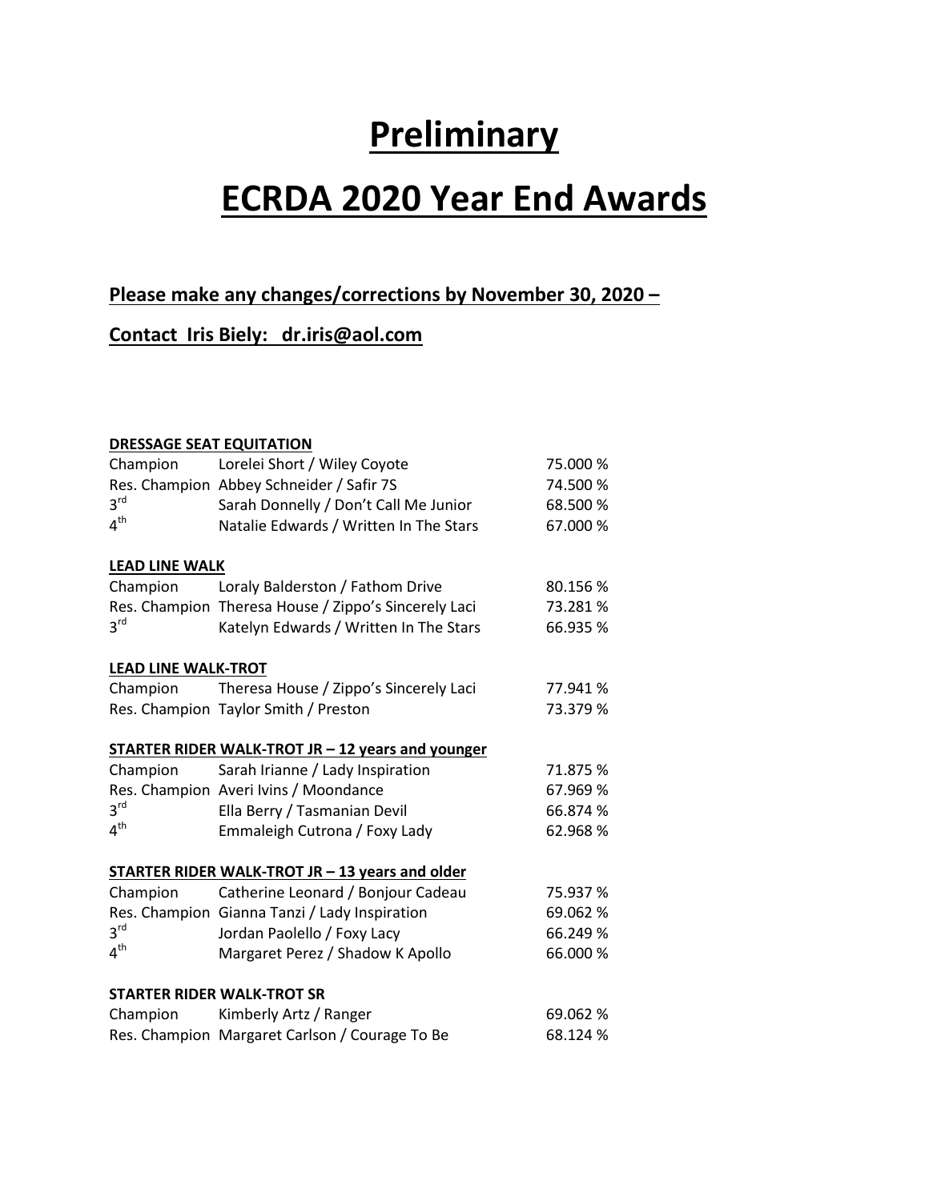# Preliminary

# ECRDA 2020 Year End Awards

**Please make any changes/corrections by November 30, 2020 –**

**Contact Iris Biely: dr.iris@aol.com**

**DRESSAGE SEAT EQUITATION**

| | | |
|---|---|---|
| Champion | Lorelei Short / Wiley Coyote | 75.000 % |
| Res. Champion | Abbey Schneider / Safir 7S | 74.500 % |
| 3rd | Sarah Donnelly / Don't Call Me Junior | 68.500 % |
| 4th | Natalie Edwards / Written In The Stars | 67.000 % |

**LEAD LINE WALK**

| | | |
|---|---|---|
| Champion | Loraly Balderston / Fathom Drive | 80.156 % |
| Res. Champion | Theresa House / Zippo's Sincerely Laci | 73.281 % |
| 3rd | Katelyn Edwards / Written In The Stars | 66.935 % |

**LEAD LINE WALK-TROT**

| | | |
|---|---|---|
| Champion | Theresa House / Zippo's Sincerely Laci | 77.941 % |
| Res. Champion | Taylor Smith / Preston | 73.379 % |

**STARTER RIDER WALK-TROT JR – 12 years and younger**

| | | |
|---|---|---|
| Champion | Sarah Irianne / Lady Inspiration | 71.875 % |
| Res. Champion | Averi Ivins / Moondance | 67.969 % |
| 3rd | Ella Berry / Tasmanian Devil | 66.874 % |
| 4th | Emmaleigh Cutrona / Foxy Lady | 62.968 % |

**STARTER RIDER WALK-TROT JR – 13 years and older**

| | | |
|---|---|---|
| Champion | Catherine Leonard / Bonjour Cadeau | 75.937 % |
| Res. Champion | Gianna Tanzi / Lady Inspiration | 69.062 % |
| 3rd | Jordan Paolello / Foxy Lacy | 66.249 % |
| 4th | Margaret Perez / Shadow K Apollo | 66.000 % |

**STARTER RIDER WALK-TROT SR**

| | | |
|---|---|---|
| Champion | Kimberly Artz / Ranger | 69.062 % |
| Res. Champion | Margaret Carlson / Courage To Be | 68.124 % |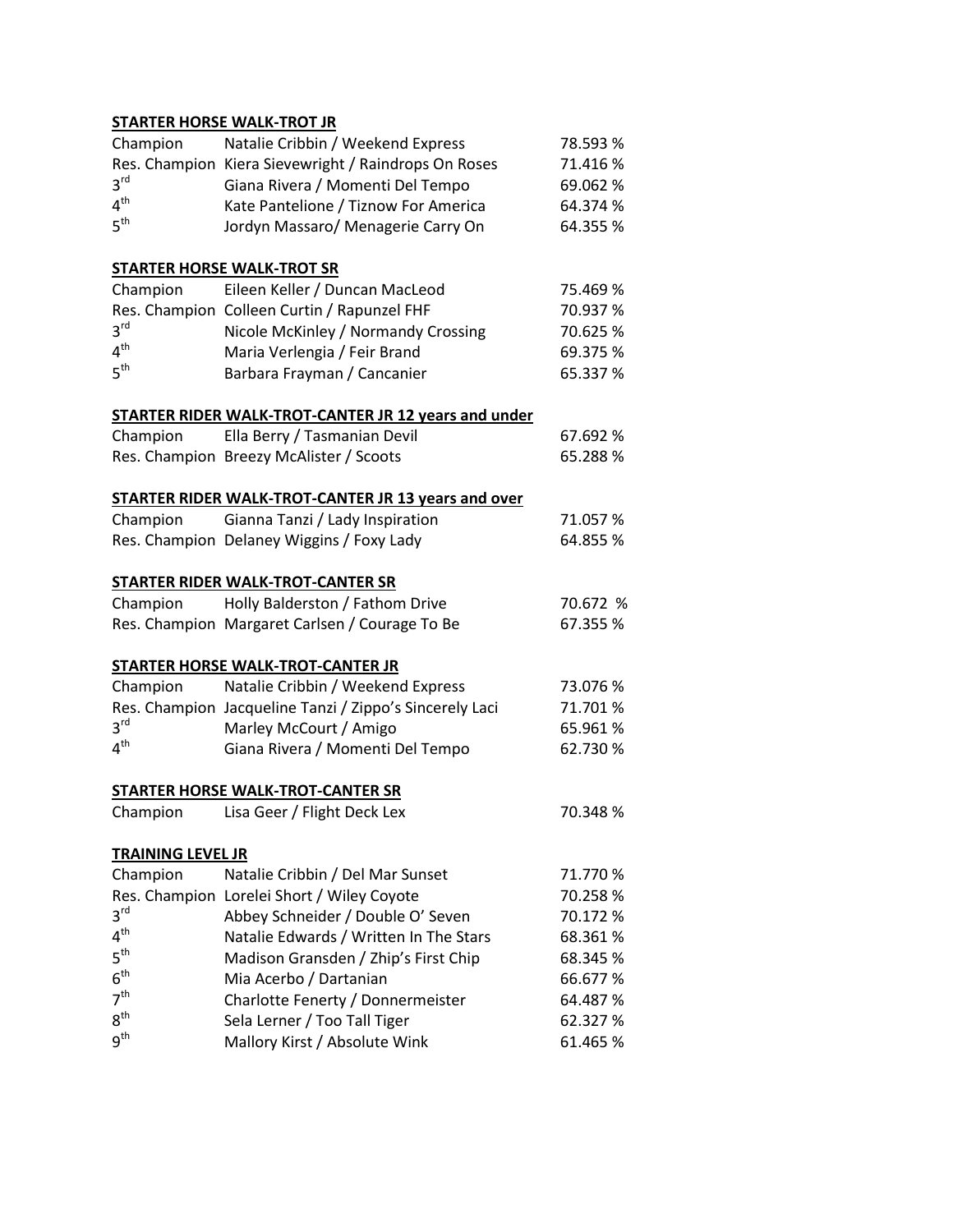**STARTER HORSE WALK-TROT JR**

| | | |
|---|---|---|
| Champion | Natalie Cribbin / Weekend Express | 78.593 % |
| Res. Champion | Kiera Sievewright / Raindrops On Roses | 71.416 % |
| 3rd | Giana Rivera / Momenti Del Tempo | 69.062 % |
| 4th | Kate Pantelione / Tiznow For America | 64.374 % |
| 5th | Jordyn Massaro/ Menagerie Carry On | 64.355 % |

**STARTER HORSE WALK-TROT SR**

| | | |
|---|---|---|
| Champion | Eileen Keller / Duncan MacLeod | 75.469 % |
| Res. Champion | Colleen Curtin / Rapunzel FHF | 70.937 % |
| 3rd | Nicole McKinley / Normandy Crossing | 70.625 % |
| 4th | Maria Verlengia / Feir Brand | 69.375 % |
| 5th | Barbara Frayman / Cancanier | 65.337 % |

**STARTER RIDER WALK-TROT-CANTER JR 12 years and under**

| | | |
|---|---|---|
| Champion | Ella Berry / Tasmanian Devil | 67.692 % |
| Res. Champion | Breezy McAlister / Scoots | 65.288 % |

**STARTER RIDER WALK-TROT-CANTER JR 13 years and over**

| | | |
|---|---|---|
| Champion | Gianna Tanzi / Lady Inspiration | 71.057 % |
| Res. Champion | Delaney Wiggins / Foxy Lady | 64.855 % |

**STARTER RIDER WALK-TROT-CANTER SR**

| | | |
|---|---|---|
| Champion | Holly Balderston / Fathom Drive | 70.672 % |
| Res. Champion | Margaret Carlsen / Courage To Be | 67.355 % |

**STARTER HORSE WALK-TROT-CANTER JR**

| | | |
|---|---|---|
| Champion | Natalie Cribbin / Weekend Express | 73.076 % |
| Res. Champion | Jacqueline Tanzi / Zippo's Sincerely Laci | 71.701 % |
| 3rd | Marley McCourt / Amigo | 65.961 % |
| 4th | Giana Rivera / Momenti Del Tempo | 62.730 % |

**STARTER HORSE WALK-TROT-CANTER SR**

| | | |
|---|---|---|
| Champion | Lisa Geer / Flight Deck Lex | 70.348 % |

**TRAINING LEVEL JR**

| | | |
|---|---|---|
| Champion | Natalie Cribbin / Del Mar Sunset | 71.770 % |
| Res. Champion | Lorelei Short / Wiley Coyote | 70.258 % |
| 3rd | Abbey Schneider / Double O' Seven | 70.172 % |
| 4th | Natalie Edwards / Written In The Stars | 68.361 % |
| 5th | Madison Gransden / Zhip's First Chip | 68.345 % |
| 6th | Mia Acerbo / Dartanian | 66.677 % |
| 7th | Charlotte Fenerty / Donnermeister | 64.487 % |
| 8th | Sela Lerner / Too Tall Tiger | 62.327 % |
| 9th | Mallory Kirst / Absolute Wink | 61.465 % |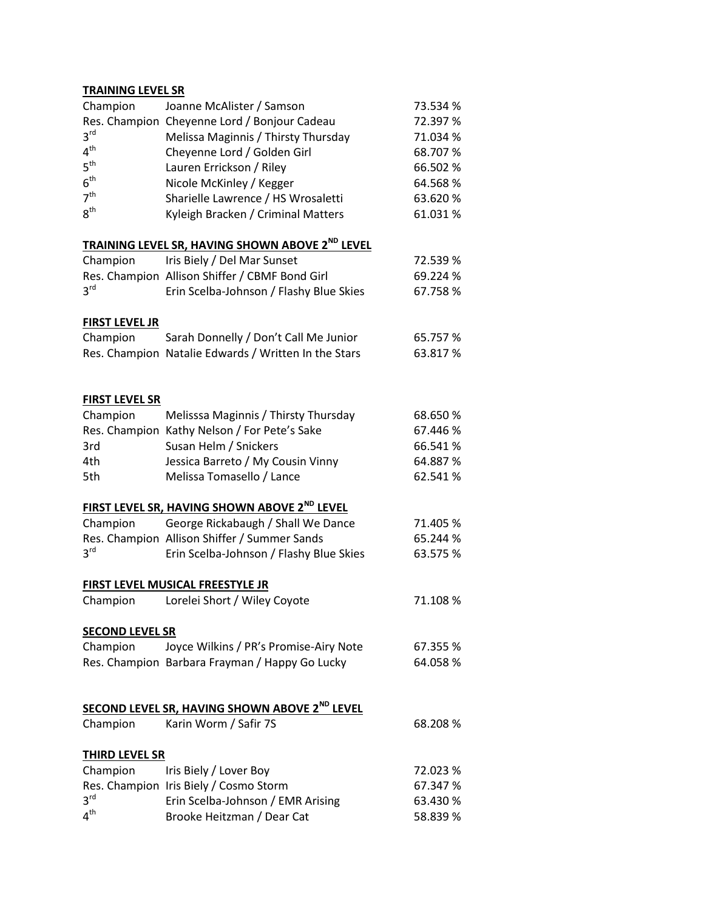**TRAINING LEVEL SR**

| | | |
|---|---|---|
| Champion | Joanne McAlister / Samson | 73.534 % |
| Res. Champion | Cheyenne Lord / Bonjour Cadeau | 72.397 % |
| 3rd | Melissa Maginnis / Thirsty Thursday | 71.034 % |
| 4th | Cheyenne Lord / Golden Girl | 68.707 % |
| 5th | Lauren Errickson / Riley | 66.502 % |
| 6th | Nicole McKinley / Kegger | 64.568 % |
| 7th | Sharielle Lawrence / HS Wrosaletti | 63.620 % |
| 8th | Kyleigh Bracken / Criminal Matters | 61.031 % |

**TRAINING LEVEL SR, HAVING SHOWN ABOVE 2ND LEVEL**

| | | |
|---|---|---|
| Champion | Iris Biely / Del Mar Sunset | 72.539 % |
| Res. Champion | Allison Shiffer / CBMF Bond Girl | 69.224 % |
| 3rd | Erin Scelba-Johnson / Flashy Blue Skies | 67.758 % |

**FIRST LEVEL JR**

| | | |
|---|---|---|
| Champion | Sarah Donnelly / Don't Call Me Junior | 65.757 % |
| Res. Champion | Natalie Edwards / Written In the Stars | 63.817 % |

**FIRST LEVEL SR**

| | | |
|---|---|---|
| Champion | Melisssa Maginnis / Thirsty Thursday | 68.650 % |
| Res. Champion | Kathy Nelson / For Pete's Sake | 67.446 % |
| 3rd | Susan Helm / Snickers | 66.541 % |
| 4th | Jessica Barreto / My Cousin Vinny | 64.887 % |
| 5th | Melissa Tomasello / Lance | 62.541 % |

**FIRST LEVEL SR, HAVING SHOWN ABOVE 2ND LEVEL**

| | | |
|---|---|---|
| Champion | George Rickabaugh / Shall We Dance | 71.405 % |
| Res. Champion | Allison Shiffer / Summer Sands | 65.244 % |
| 3rd | Erin Scelba-Johnson / Flashy Blue Skies | 63.575 % |

**FIRST LEVEL MUSICAL FREESTYLE JR**

| | | |
|---|---|---|
| Champion | Lorelei Short / Wiley Coyote | 71.108 % |

**SECOND LEVEL SR**

| | | |
|---|---|---|
| Champion | Joyce Wilkins / PR's Promise-Airy Note | 67.355 % |
| Res. Champion | Barbara Frayman / Happy Go Lucky | 64.058 % |

**SECOND LEVEL SR, HAVING SHOWN ABOVE 2ND LEVEL**

| | | |
|---|---|---|
| Champion | Karin Worm / Safir 7S | 68.208 % |

**THIRD LEVEL SR**

| | | |
|---|---|---|
| Champion | Iris Biely / Lover Boy | 72.023 % |
| Res. Champion | Iris Biely / Cosmo Storm | 67.347 % |
| 3rd | Erin Scelba-Johnson / EMR Arising | 63.430 % |
| 4th | Brooke Heitzman / Dear Cat | 58.839 % |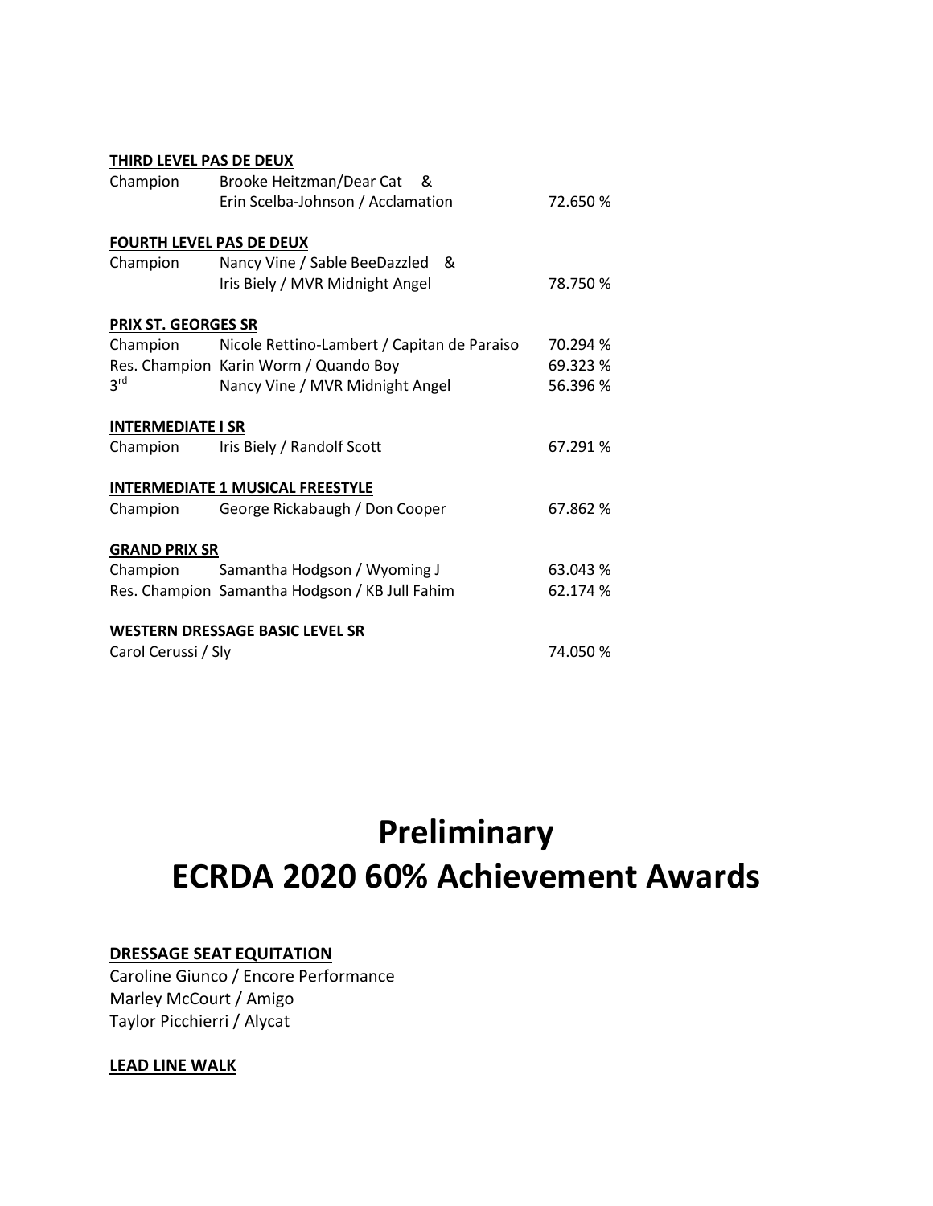**THIRD LEVEL PAS DE DEUX**

| | | |
|---|---|---|
| Champion | Brooke Heitzman/Dear Cat & Erin Scelba-Johnson / Acclamation | 72.650 % |

**FOURTH LEVEL PAS DE DEUX**

| | | |
|---|---|---|
| Champion | Nancy Vine / Sable BeeDazzled & Iris Biely / MVR Midnight Angel | 78.750 % |

**PRIX ST. GEORGES SR**

| | | |
|---|---|---|
| Champion | Nicole Rettino-Lambert / Capitan de Paraiso | 70.294 % |
| Res. Champion | Karin Worm / Quando Boy | 69.323 % |
| 3rd | Nancy Vine / MVR Midnight Angel | 56.396 % |

**INTERMEDIATE I SR**

| | | |
|---|---|---|
| Champion | Iris Biely / Randolf Scott | 67.291 % |

**INTERMEDIATE 1 MUSICAL FREESTYLE**

| | | |
|---|---|---|
| Champion | George Rickabaugh / Don Cooper | 67.862 % |

**GRAND PRIX SR**

| | | |
|---|---|---|
| Champion | Samantha Hodgson / Wyoming J | 63.043 % |
| Res. Champion | Samantha Hodgson / KB Jull Fahim | 62.174 % |

**WESTERN DRESSAGE BASIC LEVEL SR**

| | |
|---|---|
| Carol Cerussi / Sly | 74.050 % |

# Preliminary
# ECRDA 2020 60% Achievement Awards

**DRESSAGE SEAT EQUITATION**

Caroline Giunco / Encore Performance
Marley McCourt / Amigo
Taylor Picchierri / Alycat

**LEAD LINE WALK**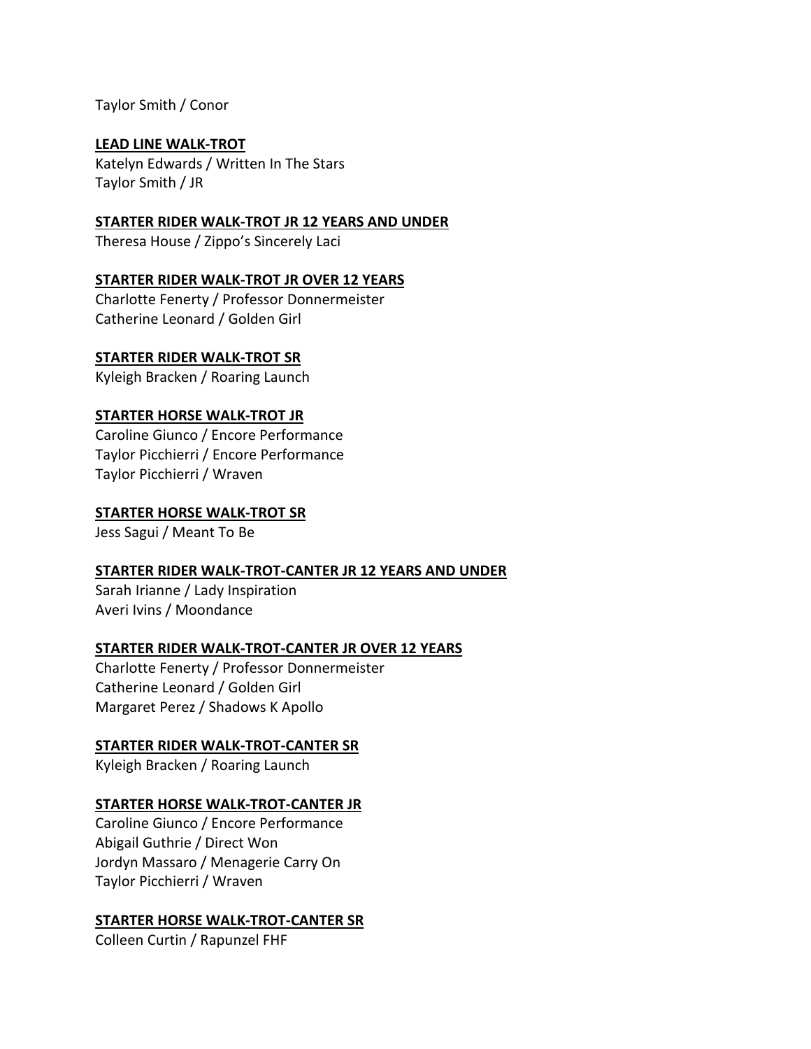Taylor Smith / Conor

**LEAD LINE WALK-TROT**

Katelyn Edwards / Written In The Stars
Taylor Smith / JR

**STARTER RIDER WALK-TROT JR 12 YEARS AND UNDER**

Theresa House / Zippo's Sincerely Laci

**STARTER RIDER WALK-TROT JR OVER 12 YEARS**

Charlotte Fenerty / Professor Donnermeister
Catherine Leonard / Golden Girl

**STARTER RIDER WALK-TROT SR**

Kyleigh Bracken / Roaring Launch

**STARTER HORSE WALK-TROT JR**

Caroline Giunco / Encore Performance
Taylor Picchierri / Encore Performance
Taylor Picchierri / Wraven

**STARTER HORSE WALK-TROT SR**

Jess Sagui / Meant To Be

**STARTER RIDER WALK-TROT-CANTER JR 12 YEARS AND UNDER**

Sarah Irianne / Lady Inspiration
Averi Ivins / Moondance

**STARTER RIDER WALK-TROT-CANTER JR OVER 12 YEARS**

Charlotte Fenerty / Professor Donnermeister
Catherine Leonard / Golden Girl
Margaret Perez / Shadows K Apollo

**STARTER RIDER WALK-TROT-CANTER SR**

Kyleigh Bracken / Roaring Launch

**STARTER HORSE WALK-TROT-CANTER JR**

Caroline Giunco / Encore Performance
Abigail Guthrie / Direct Won
Jordyn Massaro / Menagerie Carry On
Taylor Picchierri / Wraven

**STARTER HORSE WALK-TROT-CANTER SR**

Colleen Curtin / Rapunzel FHF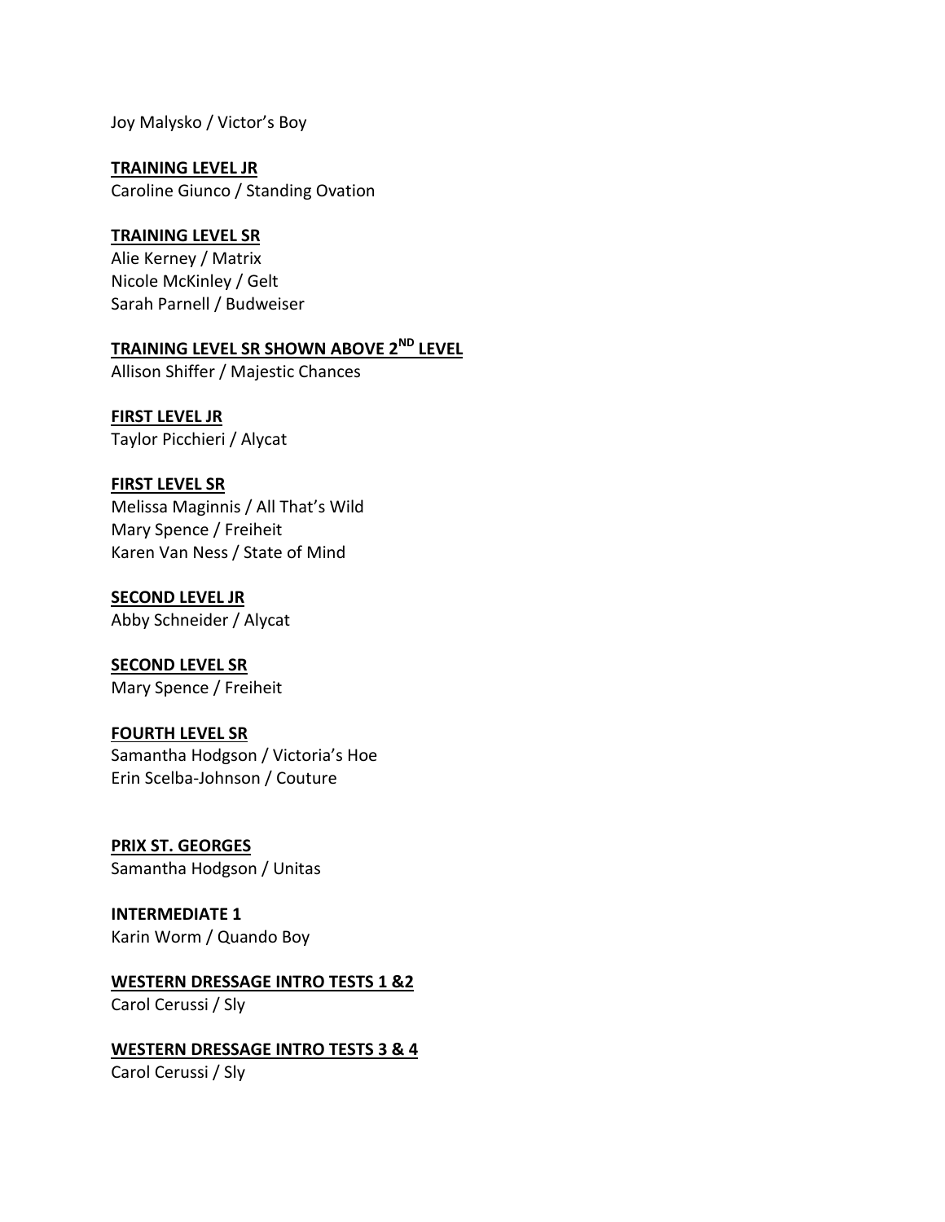Joy Malysko / Victor's Boy

**TRAINING LEVEL JR**
Caroline Giunco / Standing Ovation

**TRAINING LEVEL SR**
Alie Kerney / Matrix
Nicole McKinley / Gelt
Sarah Parnell / Budweiser

**TRAINING LEVEL SR SHOWN ABOVE 2ND LEVEL**
Allison Shiffer / Majestic Chances

**FIRST LEVEL JR**
Taylor Picchieri / Alycat

**FIRST LEVEL SR**
Melissa Maginnis / All That's Wild
Mary Spence / Freiheit
Karen Van Ness / State of Mind

**SECOND LEVEL JR**
Abby Schneider / Alycat

**SECOND LEVEL SR**
Mary Spence / Freiheit

**FOURTH LEVEL SR**
Samantha Hodgson / Victoria's Hoe
Erin Scelba-Johnson / Couture

**PRIX ST. GEORGES**
Samantha Hodgson / Unitas

**INTERMEDIATE 1**
Karin Worm / Quando Boy

**WESTERN DRESSAGE INTRO TESTS 1 &2**
Carol Cerussi / Sly

**WESTERN DRESSAGE INTRO TESTS 3 & 4**
Carol Cerussi / Sly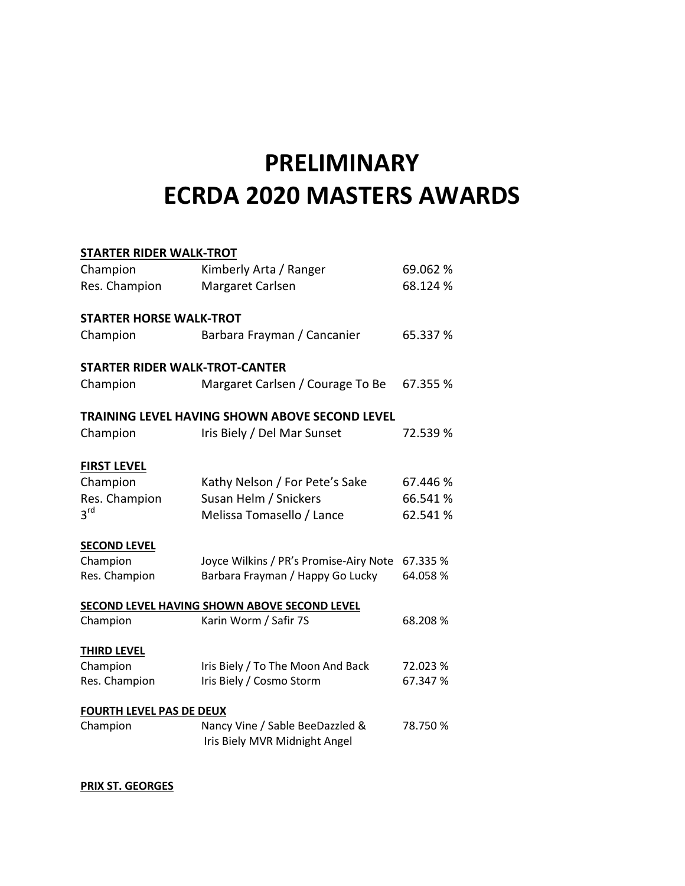# PRELIMINARY
# ECRDA 2020 MASTERS AWARDS

**STARTER RIDER WALK-TROT**

| | | |
|---|---|---|
| Champion | Kimberly Arta / Ranger | 69.062 % |
| Res. Champion | Margaret Carlsen | 68.124 % |

**STARTER HORSE WALK-TROT**

| | | |
|---|---|---|
| Champion | Barbara Frayman / Cancanier | 65.337 % |

**STARTER RIDER WALK-TROT-CANTER**

| | | |
|---|---|---|
| Champion | Margaret Carlsen / Courage To Be | 67.355 % |

**TRAINING LEVEL HAVING SHOWN ABOVE SECOND LEVEL**

| | | |
|---|---|---|
| Champion | Iris Biely / Del Mar Sunset | 72.539 % |

**FIRST LEVEL**

| | | |
|---|---|---|
| Champion | Kathy Nelson / For Pete's Sake | 67.446 % |
| Res. Champion | Susan Helm / Snickers | 66.541 % |
| 3rd | Melissa Tomasello / Lance | 62.541 % |

**SECOND LEVEL**

| | | |
|---|---|---|
| Champion | Joyce Wilkins / PR's Promise-Airy Note | 67.335 % |
| Res. Champion | Barbara Frayman / Happy Go Lucky | 64.058 % |

**SECOND LEVEL HAVING SHOWN ABOVE SECOND LEVEL**

| | | |
|---|---|---|
| Champion | Karin Worm / Safir 7S | 68.208 % |

**THIRD LEVEL**

| | | |
|---|---|---|
| Champion | Iris Biely / To The Moon And Back | 72.023 % |
| Res. Champion | Iris Biely / Cosmo Storm | 67.347 % |

**FOURTH LEVEL PAS DE DEUX**

| | | |
|---|---|---|
| Champion | Nancy Vine / Sable BeeDazzled & Iris Biely MVR Midnight Angel | 78.750 % |

**PRIX ST. GEORGES**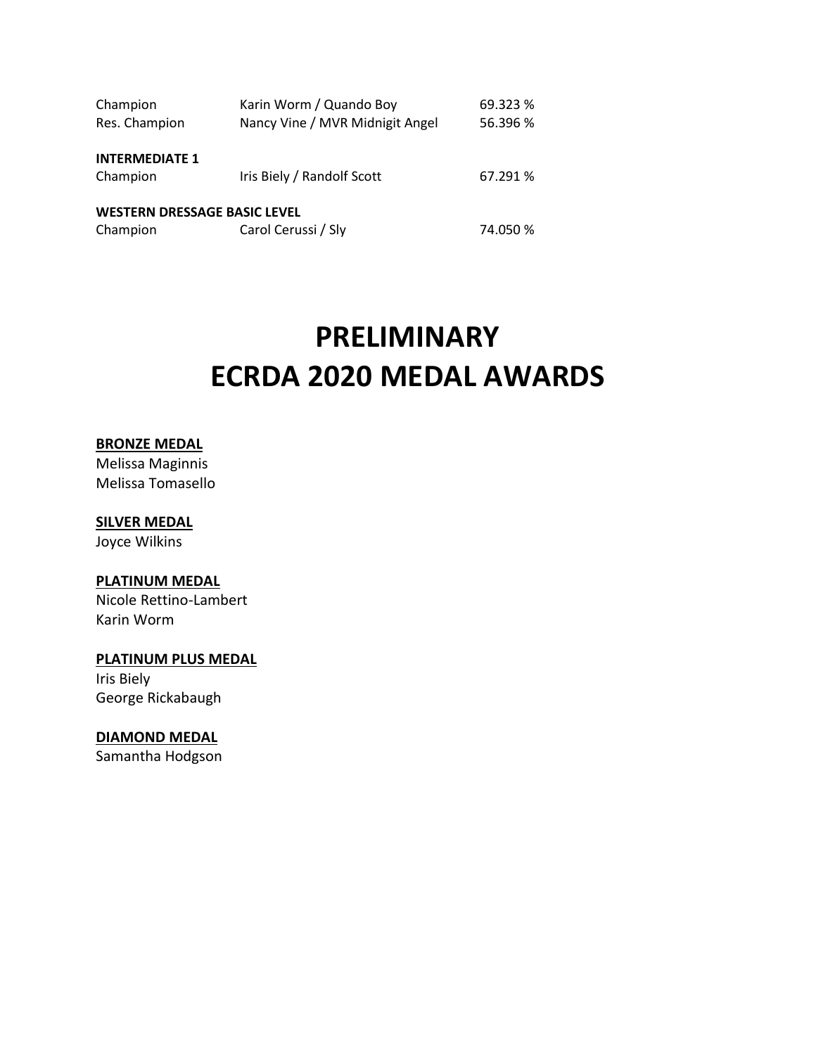| | | |
|---|---|---|
| Champion | Karin Worm / Quando Boy | 69.323 % |
| Res. Champion | Nancy Vine / MVR Midnigit Angel | 56.396 % |

**INTERMEDIATE 1**

| | | |
|---|---|---|
| Champion | Iris Biely / Randolf Scott | 67.291 % |

**WESTERN DRESSAGE BASIC LEVEL**

| | | |
|---|---|---|
| Champion | Carol Cerussi / Sly | 74.050 % |

# PRELIMINARY ECRDA 2020 MEDAL AWARDS

**BRONZE MEDAL**

Melissa Maginnis
Melissa Tomasello

**SILVER MEDAL**

Joyce Wilkins

**PLATINUM MEDAL**

Nicole Rettino-Lambert
Karin Worm

**PLATINUM PLUS MEDAL**

Iris Biely
George Rickabaugh

**DIAMOND MEDAL**

Samantha Hodgson